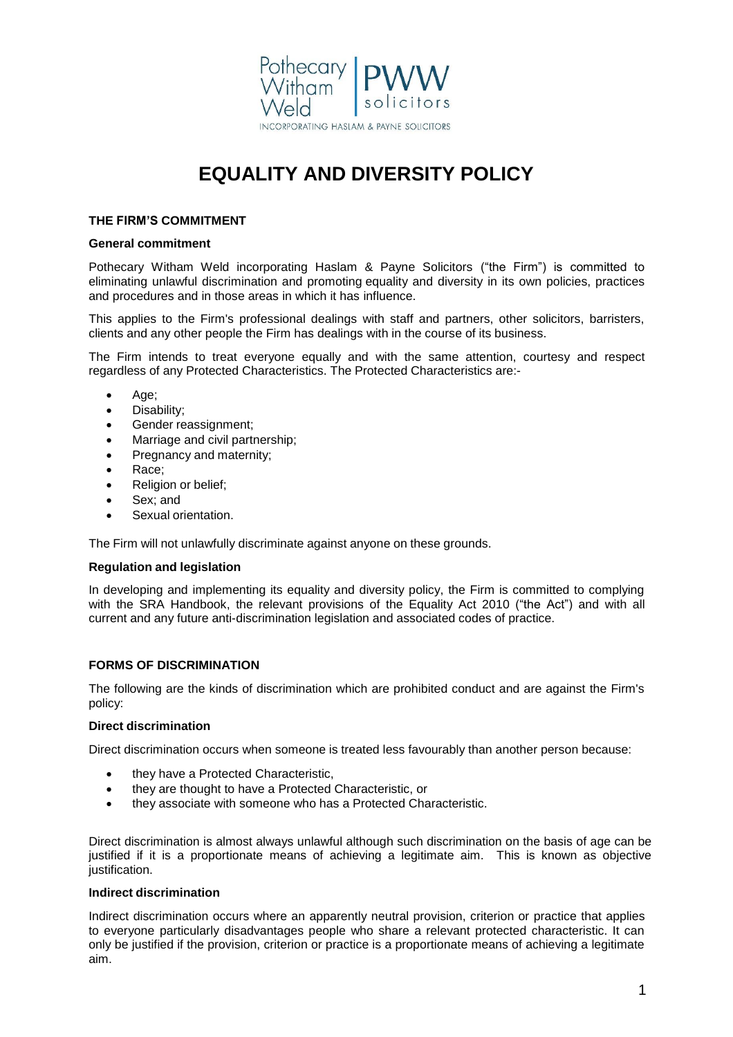# EQUALITY AND DIVERSITY POLICY

## THE FIRM'S COMMITMENT

### General commitment

Pothecary Witham Weld incorporating Haslam & Payne Solicitors ("the Firm") is committed to eliminating unlawful discrimination and promoting equality and diversity in its own policies, practices and procedures and in those areas in which it has influence.

This applies to the Firm's professional dealings with staff and partners, other solicitors, barristers, clients and any other people the Firm has dealings with in the course of its business.

The Firm intends to treat everyone equally and with the same attention, courtesy and respect regardless of any Protected Characteristics. The Protected Characteristics are:-

- Age;
- Disability;
- Gender reassignment;
- Marriage and civil partnership;
- Pregnancy and maternity;
- Race;
- Religion or belief;
- Sex; and
- Sexual orientation.

The Firm will not unlawfully discriminate against anyone on these grounds.

### Regulation and legislation

In developing and implementing its equality and diversity policy, the Firm is committed to complying with the SRA Handbook, the relevant provisions of the Equality Act 2010 ("the Act") and with all current and any future anti-discrimination legislation and associated codes of practice.

## FORMS OF DISCRIMINATION

The following are the kinds of discrimination which are prohibited conduct and are against the Firm's policy:

### Direct discrimination

Direct discrimination occurs when someone is treated less favourably than another person because:

- they have a Protected Characteristic,
- they are thought to have a Protected Characteristic, or
- they associate with someone who has a Protected Characteristic.

Direct discrimination is almost always unlawful although such discrimination on the basis of age can be justified if it is a proportionate means of achieving a legitimate aim. This is known as objective justification.

### Indirect discrimination

Indirect discrimination occurs where an apparently neutral provision, criterion or practice that applies to everyone particularly disadvantages people who share a relevant protected characteristic. It can only be justified if the provision, criterion or practice is a proportionate means of achieving a legitimate aim.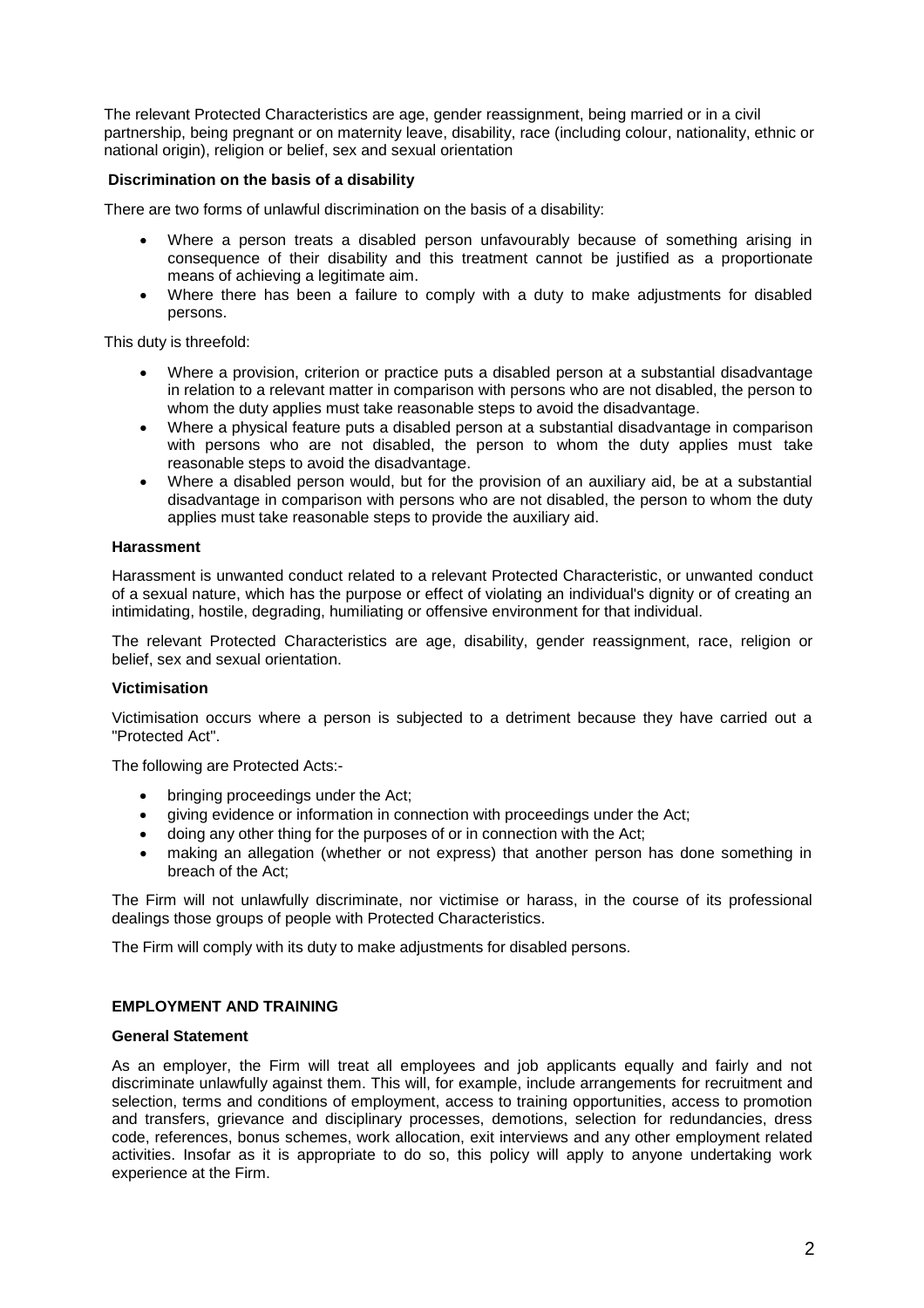The relevant Protected Characteristics are age, gender reassignment, being married or in a civil partnership, being pregnant or on maternity leave, disability, race (including colour, nationality, ethnic or national origin), religion or belief, sex and sexual orientation

**Discrimination on the basis of a disability**

There are two forms of unlawful discrimination on the basis of a disability:

- Where a person treats a disabled person unfavourably because of something arising in consequence of their disability and this treatment cannot be justified as a proportionate means of achieving a legitimate aim.
- Where there has been a failure to comply with a duty to make adjustments for disabled persons.

This duty is threefold:

- Where a provision, criterion or practice puts a disabled person at a substantial disadvantage in relation to a relevant matter in comparison with persons who are not disabled, the person to whom the duty applies must take reasonable steps to avoid the disadvantage.
- Where a physical feature puts a disabled person at a substantial disadvantage in comparison with persons who are not disabled, the person to whom the duty applies must take reasonable steps to avoid the disadvantage.
- Where a disabled person would, but for the provision of an auxiliary aid, be at a substantial disadvantage in comparison with persons who are not disabled, the person to whom the duty applies must take reasonable steps to provide the auxiliary aid.

**Harassment**

Harassment is unwanted conduct related to a relevant Protected Characteristic, or unwanted conduct of a sexual nature, which has the purpose or effect of violating an individual's dignity or of creating an intimidating, hostile, degrading, humiliating or offensive environment for that individual.

The relevant Protected Characteristics are age, disability, gender reassignment, race, religion or belief, sex and sexual orientation.

**Victimisation**

Victimisation occurs where a person is subjected to a detriment because they have carried out a "Protected Act".

The following are Protected Acts:-

- bringing proceedings under the Act;
- giving evidence or information in connection with proceedings under the Act;
- doing any other thing for the purposes of or in connection with the Act;
- making an allegation (whether or not express) that another person has done something in breach of the Act;

The Firm will not unlawfully discriminate, nor victimise or harass, in the course of its professional dealings those groups of people with Protected Characteristics.

The Firm will comply with its duty to make adjustments for disabled persons.

**EMPLOYMENT AND TRAINING**

**General Statement**

As an employer, the Firm will treat all employees and job applicants equally and fairly and not discriminate unlawfully against them. This will, for example, include arrangements for recruitment and selection, terms and conditions of employment, access to training opportunities, access to promotion and transfers, grievance and disciplinary processes, demotions, selection for redundancies, dress code, references, bonus schemes, work allocation, exit interviews and any other employment related activities. Insofar as it is appropriate to do so, this policy will apply to anyone undertaking work experience at the Firm.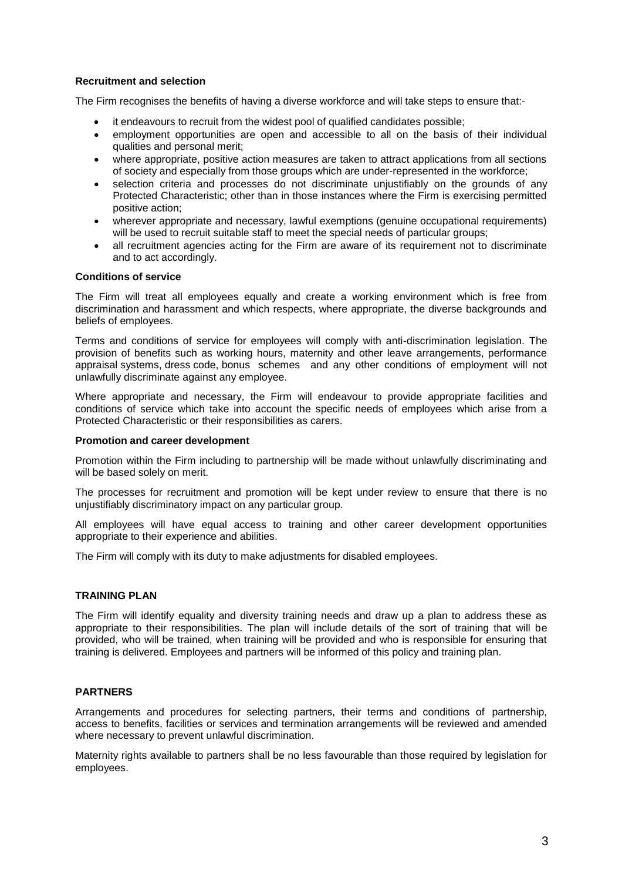**Recruitment and selection**

The Firm recognises the benefits of having a diverse workforce and will take steps to ensure that:-

- it endeavours to recruit from the widest pool of qualified candidates possible;
- employment opportunities are open and accessible to all on the basis of their individual qualities and personal merit;
- where appropriate, positive action measures are taken to attract applications from all sections of society and especially from those groups which are under-represented in the workforce;
- selection criteria and processes do not discriminate unjustifiably on the grounds of any Protected Characteristic; other than in those instances where the Firm is exercising permitted positive action;
- wherever appropriate and necessary, lawful exemptions (genuine occupational requirements) will be used to recruit suitable staff to meet the special needs of particular groups;
- all recruitment agencies acting for the Firm are aware of its requirement not to discriminate and to act accordingly.

**Conditions of service**

The Firm will treat all employees equally and create a working environment which is free from discrimination and harassment and which respects, where appropriate, the diverse backgrounds and beliefs of employees.

Terms and conditions of service for employees will comply with anti-discrimination legislation. The provision of benefits such as working hours, maternity and other leave arrangements, performance appraisal systems, dress code, bonus schemes and any other conditions of employment will not unlawfully discriminate against any employee.

Where appropriate and necessary, the Firm will endeavour to provide appropriate facilities and conditions of service which take into account the specific needs of employees which arise from a Protected Characteristic or their responsibilities as carers.

**Promotion and career development**

Promotion within the Firm including to partnership will be made without unlawfully discriminating and will be based solely on merit.

The processes for recruitment and promotion will be kept under review to ensure that there is no unjustifiably discriminatory impact on any particular group.

All employees will have equal access to training and other career development opportunities appropriate to their experience and abilities.

The Firm will comply with its duty to make adjustments for disabled employees.

## TRAINING PLAN

The Firm will identify equality and diversity training needs and draw up a plan to address these as appropriate to their responsibilities. The plan will include details of the sort of training that will be provided, who will be trained, when training will be provided and who is responsible for ensuring that training is delivered. Employees and partners will be informed of this policy and training plan.

## PARTNERS

Arrangements and procedures for selecting partners, their terms and conditions of partnership, access to benefits, facilities or services and termination arrangements will be reviewed and amended where necessary to prevent unlawful discrimination.

Maternity rights available to partners shall be no less favourable than those required by legislation for employees.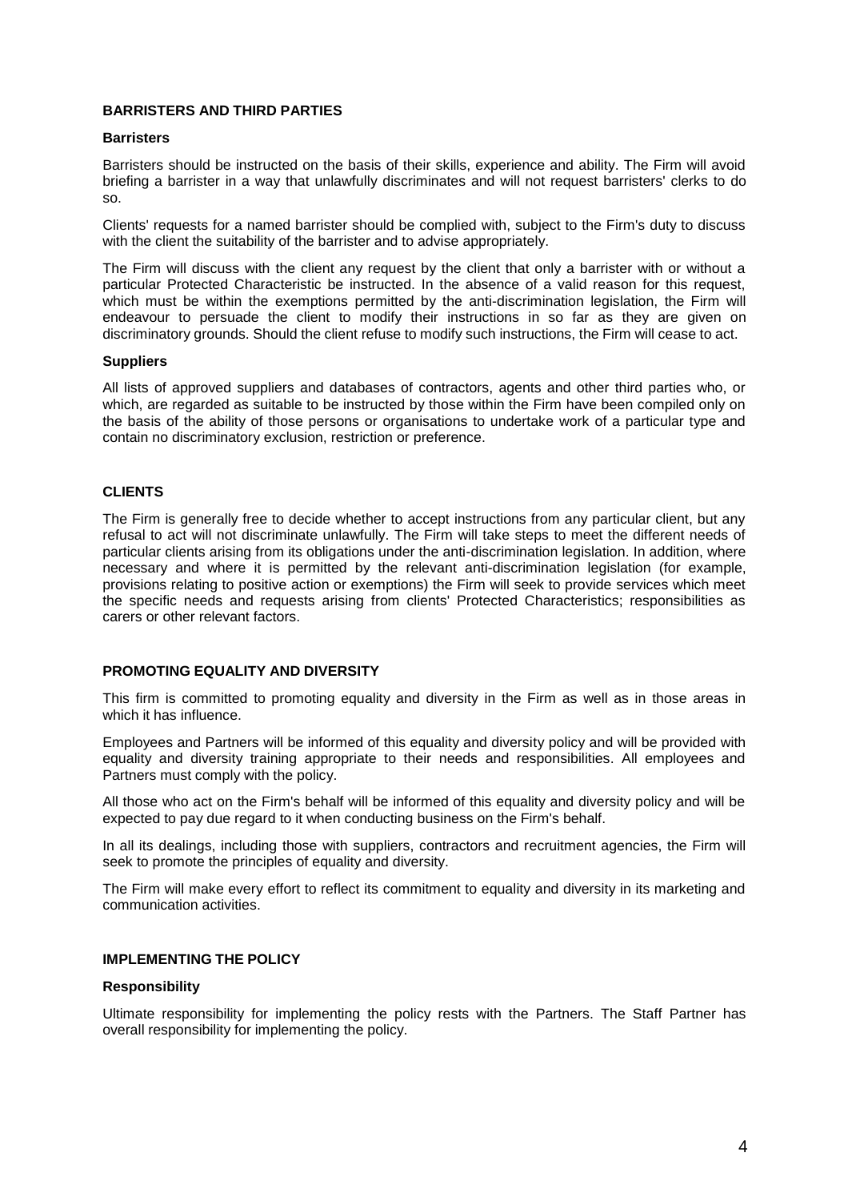## BARRISTERS AND THIRD PARTIES

### Barristers

Barristers should be instructed on the basis of their skills, experience and ability. The Firm will avoid briefing a barrister in a way that unlawfully discriminates and will not request barristers' clerks to do so.

Clients' requests for a named barrister should be complied with, subject to the Firm's duty to discuss with the client the suitability of the barrister and to advise appropriately.

The Firm will discuss with the client any request by the client that only a barrister with or without a particular Protected Characteristic be instructed. In the absence of a valid reason for this request, which must be within the exemptions permitted by the anti-discrimination legislation, the Firm will endeavour to persuade the client to modify their instructions in so far as they are given on discriminatory grounds. Should the client refuse to modify such instructions, the Firm will cease to act.

### Suppliers

All lists of approved suppliers and databases of contractors, agents and other third parties who, or which, are regarded as suitable to be instructed by those within the Firm have been compiled only on the basis of the ability of those persons or organisations to undertake work of a particular type and contain no discriminatory exclusion, restriction or preference.

## CLIENTS

The Firm is generally free to decide whether to accept instructions from any particular client, but any refusal to act will not discriminate unlawfully. The Firm will take steps to meet the different needs of particular clients arising from its obligations under the anti-discrimination legislation. In addition, where necessary and where it is permitted by the relevant anti-discrimination legislation (for example, provisions relating to positive action or exemptions) the Firm will seek to provide services which meet the specific needs and requests arising from clients' Protected Characteristics; responsibilities as carers or other relevant factors.

## PROMOTING EQUALITY AND DIVERSITY

This firm is committed to promoting equality and diversity in the Firm as well as in those areas in which it has influence.

Employees and Partners will be informed of this equality and diversity policy and will be provided with equality and diversity training appropriate to their needs and responsibilities. All employees and Partners must comply with the policy.

All those who act on the Firm's behalf will be informed of this equality and diversity policy and will be expected to pay due regard to it when conducting business on the Firm's behalf.

In all its dealings, including those with suppliers, contractors and recruitment agencies, the Firm will seek to promote the principles of equality and diversity.

The Firm will make every effort to reflect its commitment to equality and diversity in its marketing and communication activities.

## IMPLEMENTING THE POLICY

### Responsibility

Ultimate responsibility for implementing the policy rests with the Partners. The Staff Partner has overall responsibility for implementing the policy.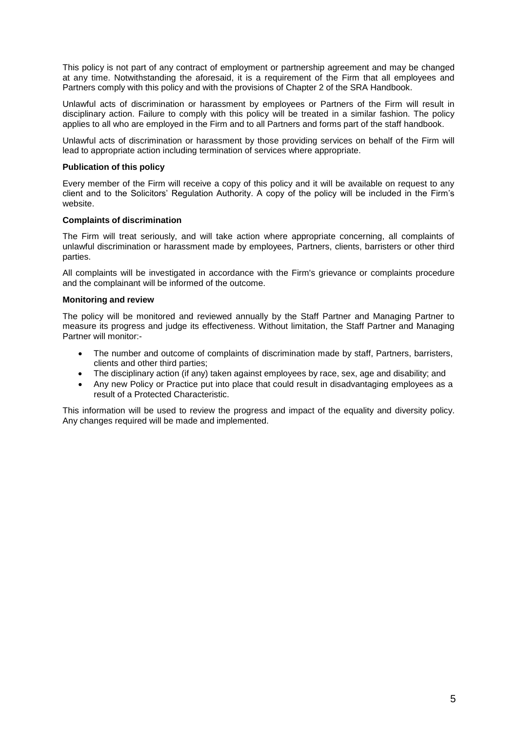This policy is not part of any contract of employment or partnership agreement and may be changed at any time. Notwithstanding the aforesaid, it is a requirement of the Firm that all employees and Partners comply with this policy and with the provisions of Chapter 2 of the SRA Handbook.

Unlawful acts of discrimination or harassment by employees or Partners of the Firm will result in disciplinary action. Failure to comply with this policy will be treated in a similar fashion. The policy applies to all who are employed in the Firm and to all Partners and forms part of the staff handbook.

Unlawful acts of discrimination or harassment by those providing services on behalf of the Firm will lead to appropriate action including termination of services where appropriate.

**Publication of this policy**

Every member of the Firm will receive a copy of this policy and it will be available on request to any client and to the Solicitors' Regulation Authority. A copy of the policy will be included in the Firm's website.

**Complaints of discrimination**

The Firm will treat seriously, and will take action where appropriate concerning, all complaints of unlawful discrimination or harassment made by employees, Partners, clients, barristers or other third parties.

All complaints will be investigated in accordance with the Firm's grievance or complaints procedure and the complainant will be informed of the outcome.

**Monitoring and review**

The policy will be monitored and reviewed annually by the Staff Partner and Managing Partner to measure its progress and judge its effectiveness. Without limitation, the Staff Partner and Managing Partner will monitor:-

- The number and outcome of complaints of discrimination made by staff, Partners, barristers, clients and other third parties;
- The disciplinary action (if any) taken against employees by race, sex, age and disability; and
- Any new Policy or Practice put into place that could result in disadvantaging employees as a result of a Protected Characteristic.

This information will be used to review the progress and impact of the equality and diversity policy. Any changes required will be made and implemented.